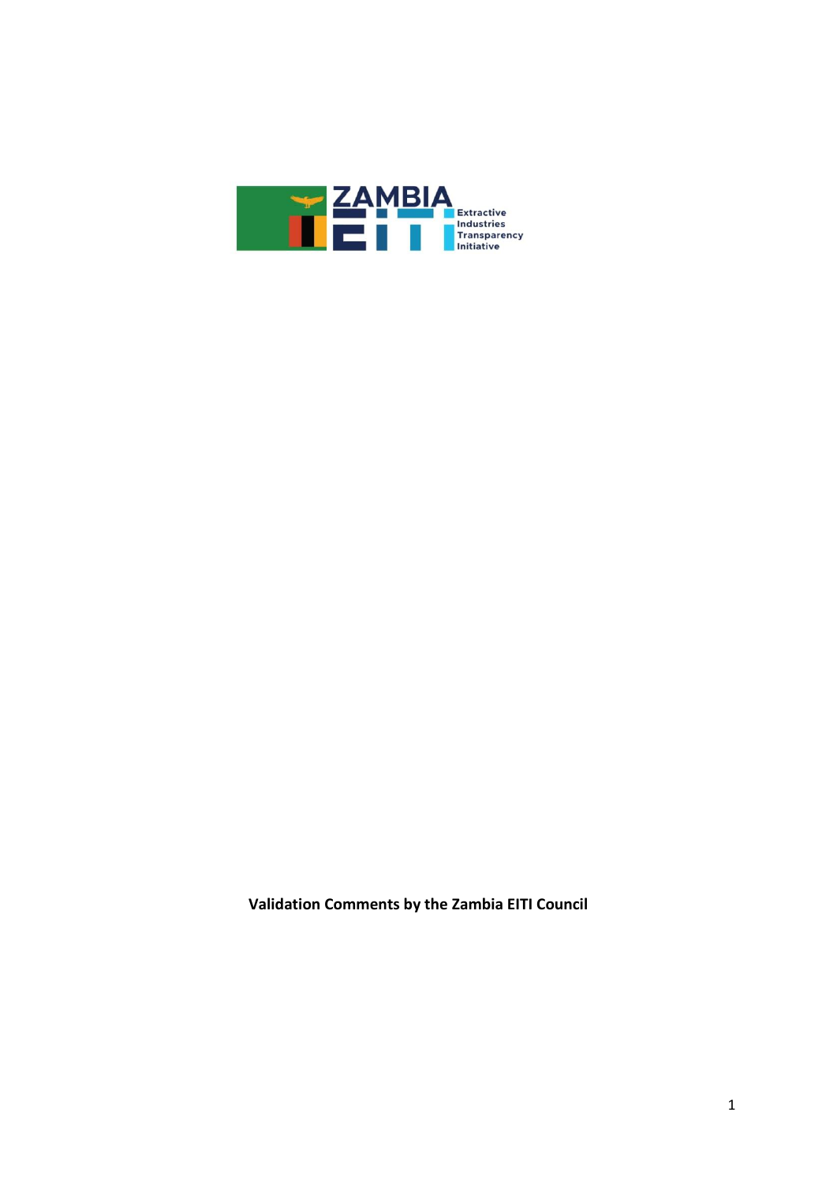ZAMBIA EITI

Extractive Industries Transparency Initiative

**Validation Comments by the Zambia EITI Council**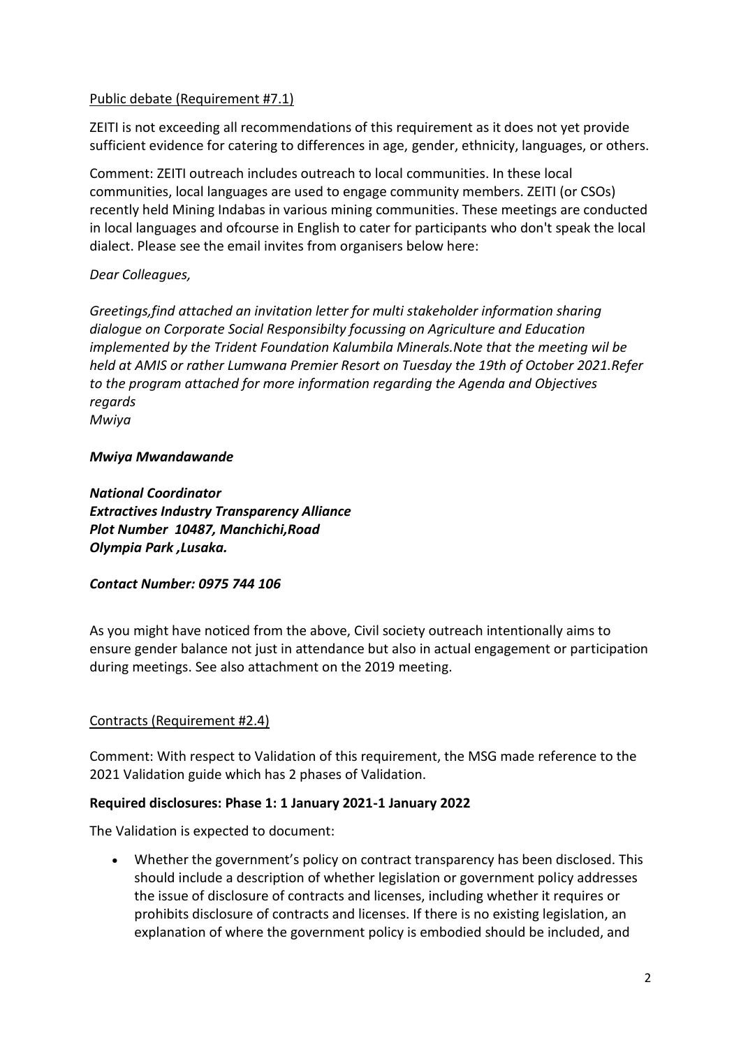Public debate (Requirement #7.1)

ZEITI is not exceeding all recommendations of this requirement as it does not yet provide sufficient evidence for catering to differences in age, gender, ethnicity, languages, or others.

Comment: ZEITI outreach includes outreach to local communities. In these local communities, local languages are used to engage community members. ZEITI (or CSOs) recently held Mining Indabas in various mining communities. These meetings are conducted in local languages and ofcourse in English to cater for participants who don't speak the local dialect. Please see the email invites from organisers below here:

*Dear Colleagues,*

*Greetings,find attached an invitation letter for multi stakeholder information sharing dialogue on Corporate Social Responsibilty focussing on Agriculture and Education implemented by the Trident Foundation Kalumbila Minerals.Note that the meeting wil be held at AMIS or rather Lumwana Premier Resort on Tuesday the 19th of October 2021.Refer to the program attached for more information regarding the Agenda and Objectives regards*
*Mwiya*

***Mwiya Mwandawande***

***National Coordinator***
***Extractives Industry Transparency Alliance***
***Plot Number 10487, Manchichi,Road***
***Olympia Park ,Lusaka.***

***Contact Number: 0975 744 106***

As you might have noticed from the above, Civil society outreach intentionally aims to ensure gender balance not just in attendance but also in actual engagement or participation during meetings. See also attachment on the 2019 meeting.

Contracts (Requirement #2.4)

Comment: With respect to Validation of this requirement, the MSG made reference to the 2021 Validation guide which has 2 phases of Validation.

**Required disclosures: Phase 1: 1 January 2021-1 January 2022**

The Validation is expected to document:

- Whether the government's policy on contract transparency has been disclosed. This should include a description of whether legislation or government policy addresses the issue of disclosure of contracts and licenses, including whether it requires or prohibits disclosure of contracts and licenses. If there is no existing legislation, an explanation of where the government policy is embodied should be included, and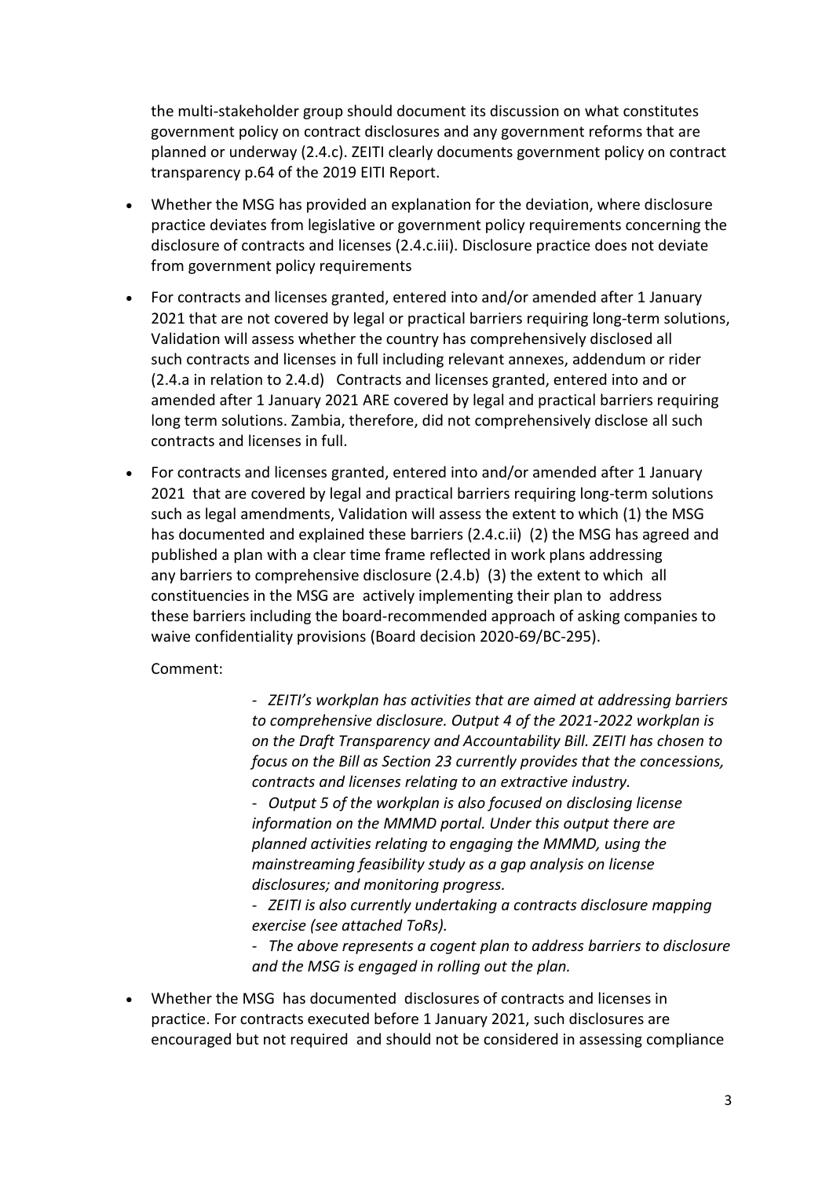the multi-stakeholder group should document its discussion on what constitutes government policy on contract disclosures and any government reforms that are planned or underway (2.4.c). ZEITI clearly documents government policy on contract transparency p.64 of the 2019 EITI Report.

- Whether the MSG has provided an explanation for the deviation, where disclosure practice deviates from legislative or government policy requirements concerning the disclosure of contracts and licenses (2.4.c.iii). Disclosure practice does not deviate from government policy requirements
- For contracts and licenses granted, entered into and/or amended after 1 January 2021 that are not covered by legal or practical barriers requiring long-term solutions, Validation will assess whether the country has comprehensively disclosed all such contracts and licenses in full including relevant annexes, addendum or rider (2.4.a in relation to 2.4.d) Contracts and licenses granted, entered into and or amended after 1 January 2021 ARE covered by legal and practical barriers requiring long term solutions. Zambia, therefore, did not comprehensively disclose all such contracts and licenses in full.
- For contracts and licenses granted, entered into and/or amended after 1 January 2021 that are covered by legal and practical barriers requiring long-term solutions such as legal amendments, Validation will assess the extent to which (1) the MSG has documented and explained these barriers (2.4.c.ii) (2) the MSG has agreed and published a plan with a clear time frame reflected in work plans addressing any barriers to comprehensive disclosure (2.4.b) (3) the extent to which all constituencies in the MSG are actively implementing their plan to address these barriers including the board-recommended approach of asking companies to waive confidentiality provisions (Board decision 2020-69/BC-295).

  Comment:

  - *ZEITI's workplan has activities that are aimed at addressing barriers to comprehensive disclosure. Output 4 of the 2021-2022 workplan is on the Draft Transparency and Accountability Bill. ZEITI has chosen to focus on the Bill as Section 23 currently provides that the concessions, contracts and licenses relating to an extractive industry.*
  - *Output 5 of the workplan is also focused on disclosing license information on the MMMD portal. Under this output there are planned activities relating to engaging the MMMD, using the mainstreaming feasibility study as a gap analysis on license disclosures; and monitoring progress.*
  - *ZEITI is also currently undertaking a contracts disclosure mapping exercise (see attached ToRs).*
  - *The above represents a cogent plan to address barriers to disclosure and the MSG is engaged in rolling out the plan.*

- Whether the MSG has documented disclosures of contracts and licenses in practice. For contracts executed before 1 January 2021, such disclosures are encouraged but not required and should not be considered in assessing compliance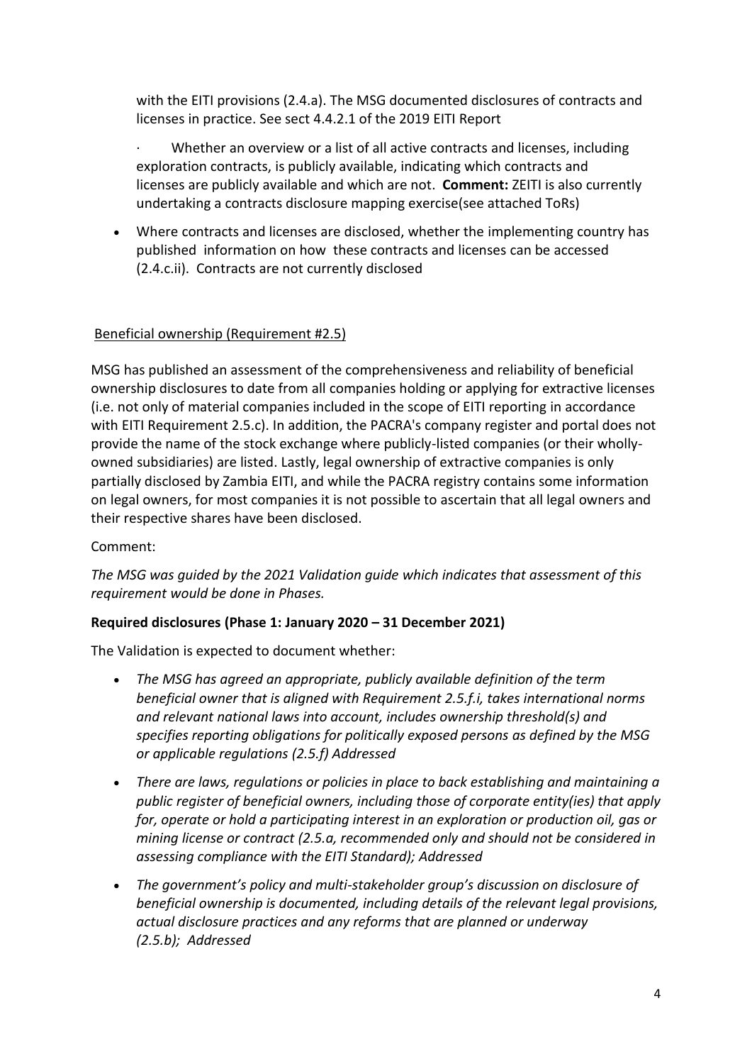with the EITI provisions (2.4.a). The MSG documented disclosures of contracts and licenses in practice. See sect 4.4.2.1 of the 2019 EITI Report

· Whether an overview or a list of all active contracts and licenses, including exploration contracts, is publicly available, indicating which contracts and licenses are publicly available and which are not. **Comment:** ZEITI is also currently undertaking a contracts disclosure mapping exercise(see attached ToRs)

- Where contracts and licenses are disclosed, whether the implementing country has published information on how these contracts and licenses can be accessed (2.4.c.ii). Contracts are not currently disclosed

Beneficial ownership (Requirement #2.5)

MSG has published an assessment of the comprehensiveness and reliability of beneficial ownership disclosures to date from all companies holding or applying for extractive licenses (i.e. not only of material companies included in the scope of EITI reporting in accordance with EITI Requirement 2.5.c). In addition, the PACRA's company register and portal does not provide the name of the stock exchange where publicly-listed companies (or their wholly-owned subsidiaries) are listed. Lastly, legal ownership of extractive companies is only partially disclosed by Zambia EITI, and while the PACRA registry contains some information on legal owners, for most companies it is not possible to ascertain that all legal owners and their respective shares have been disclosed.

Comment:

*The MSG was guided by the 2021 Validation guide which indicates that assessment of this requirement would be done in Phases.*

**Required disclosures (Phase 1: January 2020 – 31 December 2021)**

The Validation is expected to document whether:

- *The MSG has agreed an appropriate, publicly available definition of the term beneficial owner that is aligned with Requirement 2.5.f.i, takes international norms and relevant national laws into account, includes ownership threshold(s) and specifies reporting obligations for politically exposed persons as defined by the MSG or applicable regulations (2.5.f) Addressed*
- *There are laws, regulations or policies in place to back establishing and maintaining a public register of beneficial owners, including those of corporate entity(ies) that apply for, operate or hold a participating interest in an exploration or production oil, gas or mining license or contract (2.5.a, recommended only and should not be considered in assessing compliance with the EITI Standard); Addressed*
- *The government's policy and multi-stakeholder group's discussion on disclosure of beneficial ownership is documented, including details of the relevant legal provisions, actual disclosure practices and any reforms that are planned or underway (2.5.b); Addressed*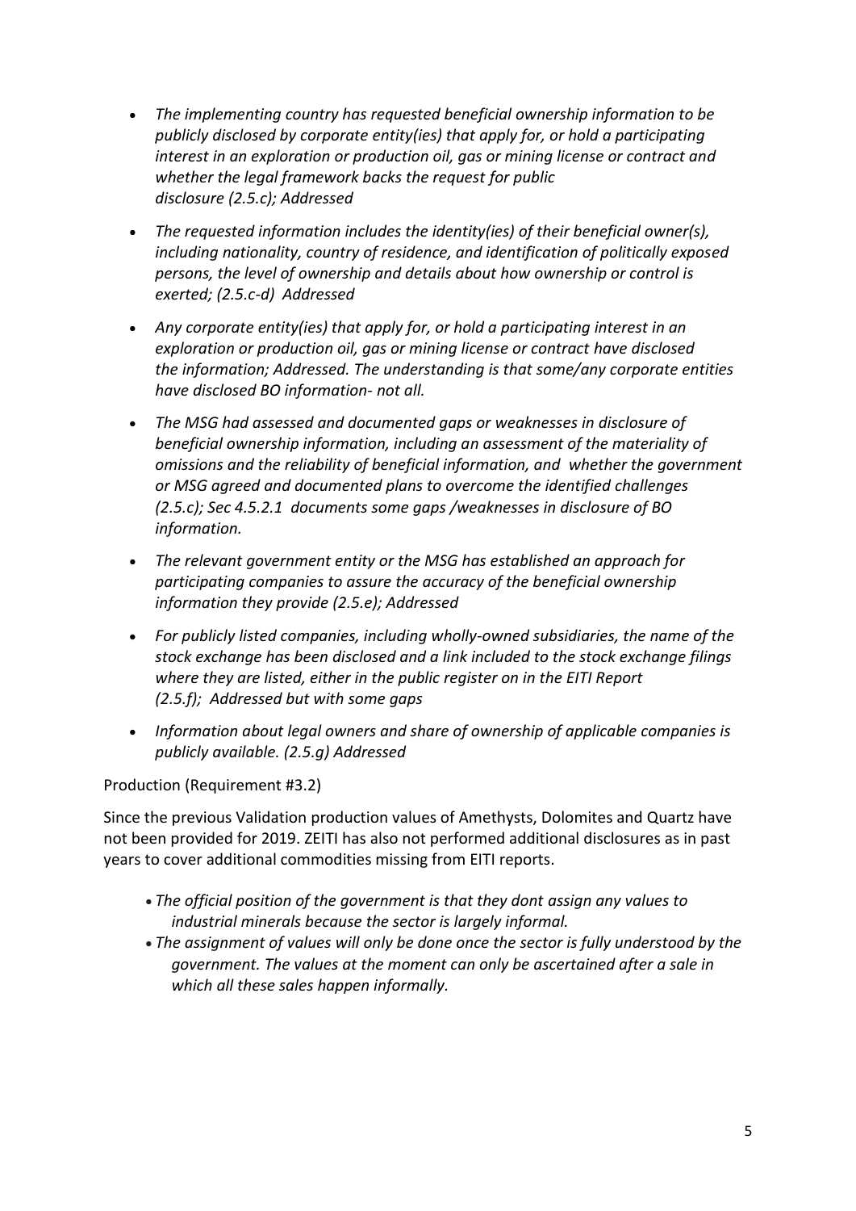- *The implementing country has requested beneficial ownership information to be publicly disclosed by corporate entity(ies) that apply for, or hold a participating interest in an exploration or production oil, gas or mining license or contract and whether the legal framework backs the request for public disclosure (2.5.c); Addressed*
- *The requested information includes the identity(ies) of their beneficial owner(s), including nationality, country of residence, and identification of politically exposed persons, the level of ownership and details about how ownership or control is exerted; (2.5.c-d) Addressed*
- *Any corporate entity(ies) that apply for, or hold a participating interest in an exploration or production oil, gas or mining license or contract have disclosed the information; Addressed. The understanding is that some/any corporate entities have disclosed BO information- not all.*
- *The MSG had assessed and documented gaps or weaknesses in disclosure of beneficial ownership information, including an assessment of the materiality of omissions and the reliability of beneficial information, and whether the government or MSG agreed and documented plans to overcome the identified challenges (2.5.c); Sec 4.5.2.1 documents some gaps /weaknesses in disclosure of BO information.*
- *The relevant government entity or the MSG has established an approach for participating companies to assure the accuracy of the beneficial ownership information they provide (2.5.e); Addressed*
- *For publicly listed companies, including wholly-owned subsidiaries, the name of the stock exchange has been disclosed and a link included to the stock exchange filings where they are listed, either in the public register on in the EITI Report (2.5.f); Addressed but with some gaps*
- *Information about legal owners and share of ownership of applicable companies is publicly available. (2.5.g) Addressed*

Production (Requirement #3.2)

Since the previous Validation production values of Amethysts, Dolomites and Quartz have not been provided for 2019. ZEITI has also not performed additional disclosures as in past years to cover additional commodities missing from EITI reports.

- *The official position of the government is that they dont assign any values to industrial minerals because the sector is largely informal.*
- *The assignment of values will only be done once the sector is fully understood by the government. The values at the moment can only be ascertained after a sale in which all these sales happen informally.*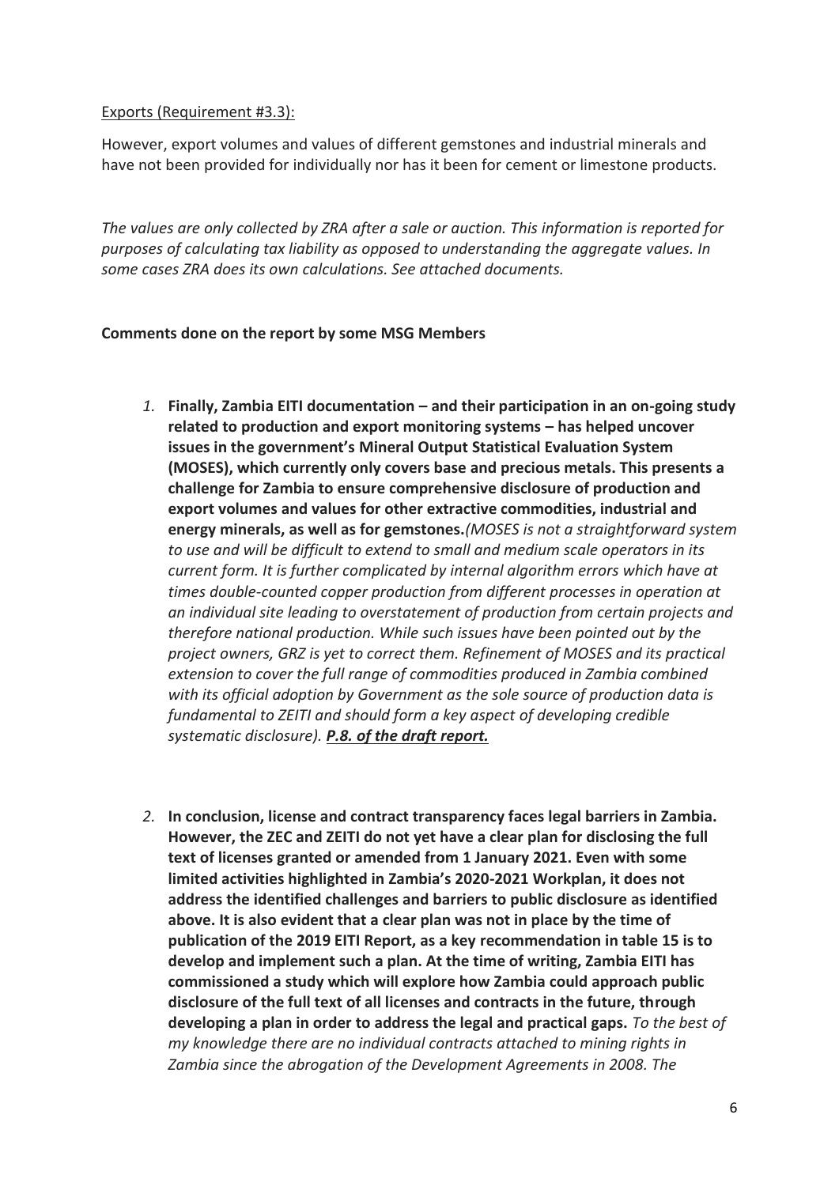Exports (Requirement #3.3):

However, export volumes and values of different gemstones and industrial minerals and have not been provided for individually nor has it been for cement or limestone products.

*The values are only collected by ZRA after a sale or auction. This information is reported for purposes of calculating tax liability as opposed to understanding the aggregate values. In some cases ZRA does its own calculations. See attached documents.*

**Comments done on the report by some MSG Members**

1. **Finally, Zambia EITI documentation – and their participation in an on-going study related to production and export monitoring systems – has helped uncover issues in the government's Mineral Output Statistical Evaluation System (MOSES), which currently only covers base and precious metals. This presents a challenge for Zambia to ensure comprehensive disclosure of production and export volumes and values for other extractive commodities, industrial and energy minerals, as well as for gemstones.** *(MOSES is not a straightforward system to use and will be difficult to extend to small and medium scale operators in its current form. It is further complicated by internal algorithm errors which have at times double-counted copper production from different processes in operation at an individual site leading to overstatement of production from certain projects and therefore national production. While such issues have been pointed out by the project owners, GRZ is yet to correct them. Refinement of MOSES and its practical extension to cover the full range of commodities produced in Zambia combined with its official adoption by Government as the sole source of production data is fundamental to ZEITI and should form a key aspect of developing credible systematic disclosure).* ***P.8. of the draft report.***

2. **In conclusion, license and contract transparency faces legal barriers in Zambia. However, the ZEC and ZEITI do not yet have a clear plan for disclosing the full text of licenses granted or amended from 1 January 2021. Even with some limited activities highlighted in Zambia's 2020-2021 Workplan, it does not address the identified challenges and barriers to public disclosure as identified above. It is also evident that a clear plan was not in place by the time of publication of the 2019 EITI Report, as a key recommendation in table 15 is to develop and implement such a plan. At the time of writing, Zambia EITI has commissioned a study which will explore how Zambia could approach public disclosure of the full text of all licenses and contracts in the future, through developing a plan in order to address the legal and practical gaps.** *To the best of my knowledge there are no individual contracts attached to mining rights in Zambia since the abrogation of the Development Agreements in 2008. The*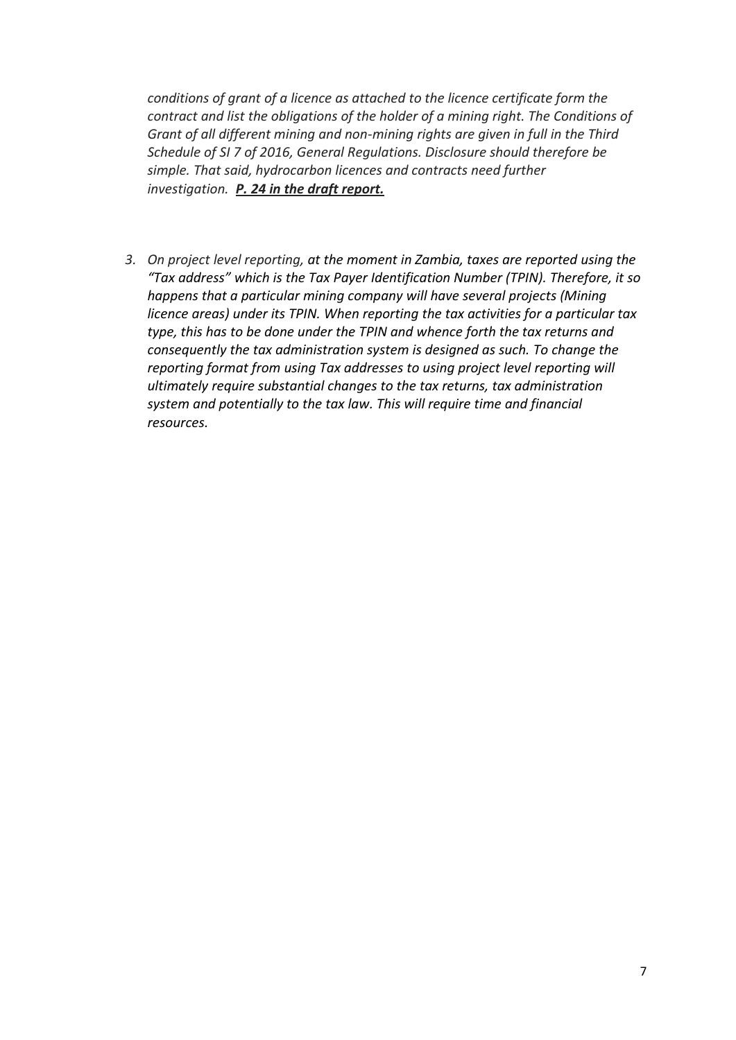*conditions of grant of a licence as attached to the licence certificate form the contract and list the obligations of the holder of a mining right. The Conditions of Grant of all different mining and non-mining rights are given in full in the Third Schedule of SI 7 of 2016, General Regulations. Disclosure should therefore be simple. That said, hydrocarbon licences and contracts need further investigation.* ***<u>P. 24 in the draft report.</u>***

3. *On project level reporting, at the moment in Zambia, taxes are reported using the "Tax address" which is the Tax Payer Identification Number (TPIN). Therefore, it so happens that a particular mining company will have several projects (Mining licence areas) under its TPIN. When reporting the tax activities for a particular tax type, this has to be done under the TPIN and whence forth the tax returns and consequently the tax administration system is designed as such. To change the reporting format from using Tax addresses to using project level reporting will ultimately require substantial changes to the tax returns, tax administration system and potentially to the tax law. This will require time and financial resources.*